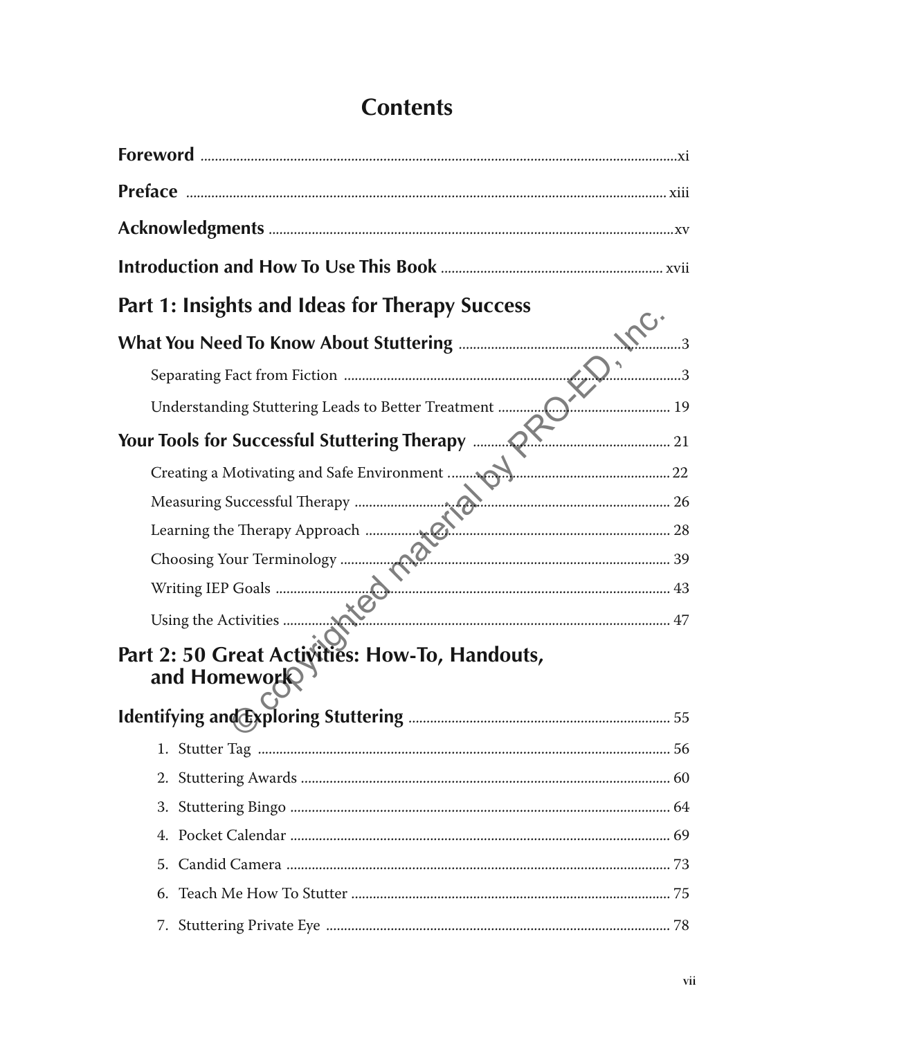# Contents

**Foreword** ..... xi

**Preface** ..... xiii

**Acknowledgments** ..... xv

**Introduction and How To Use This Book** ..... xvii

## Part 1: Insights and Ideas for Therapy Success

**What You Need To Know About Stuttering** ..... 3

- Separating Fact from Fiction ..... 3
- Understanding Stuttering Leads to Better Treatment ..... 19

**Your Tools for Successful Stuttering Therapy** ..... 21

- Creating a Motivating and Safe Environment ..... 22
- Measuring Successful Therapy ..... 26
- Learning the Therapy Approach ..... 28
- Choosing Your Terminology ..... 39
- Writing IEP Goals ..... 43
- Using the Activities ..... 47

## Part 2: 50 Great Activities: How-To, Handouts, and Homework

**Identifying and Exploring Stuttering** ..... 55

1. Stutter Tag ..... 56
2. Stuttering Awards ..... 60
3. Stuttering Bingo ..... 64
4. Pocket Calendar ..... 69
5. Candid Camera ..... 73
6. Teach Me How To Stutter ..... 75
7. Stuttering Private Eye ..... 78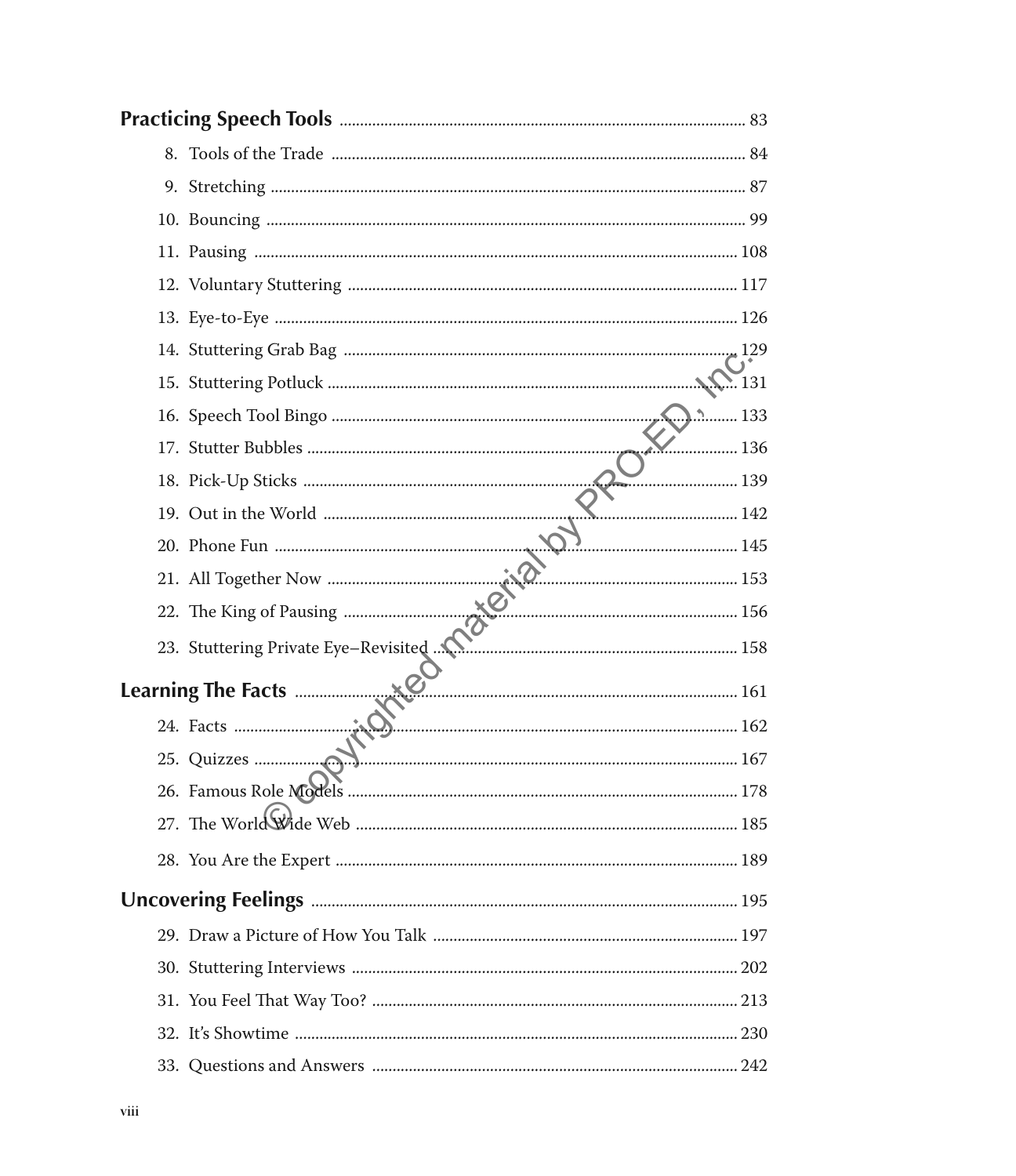**Practicing Speech Tools** .......... 83

8. Tools of the Trade .......... 84
9. Stretching .......... 87
10. Bouncing .......... 99
11. Pausing .......... 108
12. Voluntary Stuttering .......... 117
13. Eye-to-Eye .......... 126
14. Stuttering Grab Bag .......... 129
15. Stuttering Potluck .......... 131
16. Speech Tool Bingo .......... 133
17. Stutter Bubbles .......... 136
18. Pick-Up Sticks .......... 139
19. Out in the World .......... 142
20. Phone Fun .......... 145
21. All Together Now .......... 153
22. The King of Pausing .......... 156
23. Stuttering Private Eye–Revisited .......... 158

**Learning The Facts** .......... 161

24. Facts .......... 162
25. Quizzes .......... 167
26. Famous Role Models .......... 178
27. The World Wide Web .......... 185
28. You Are the Expert .......... 189

**Uncovering Feelings** .......... 195

29. Draw a Picture of How You Talk .......... 197
30. Stuttering Interviews .......... 202
31. You Feel That Way Too? .......... 213
32. It's Showtime .......... 230
33. Questions and Answers .......... 242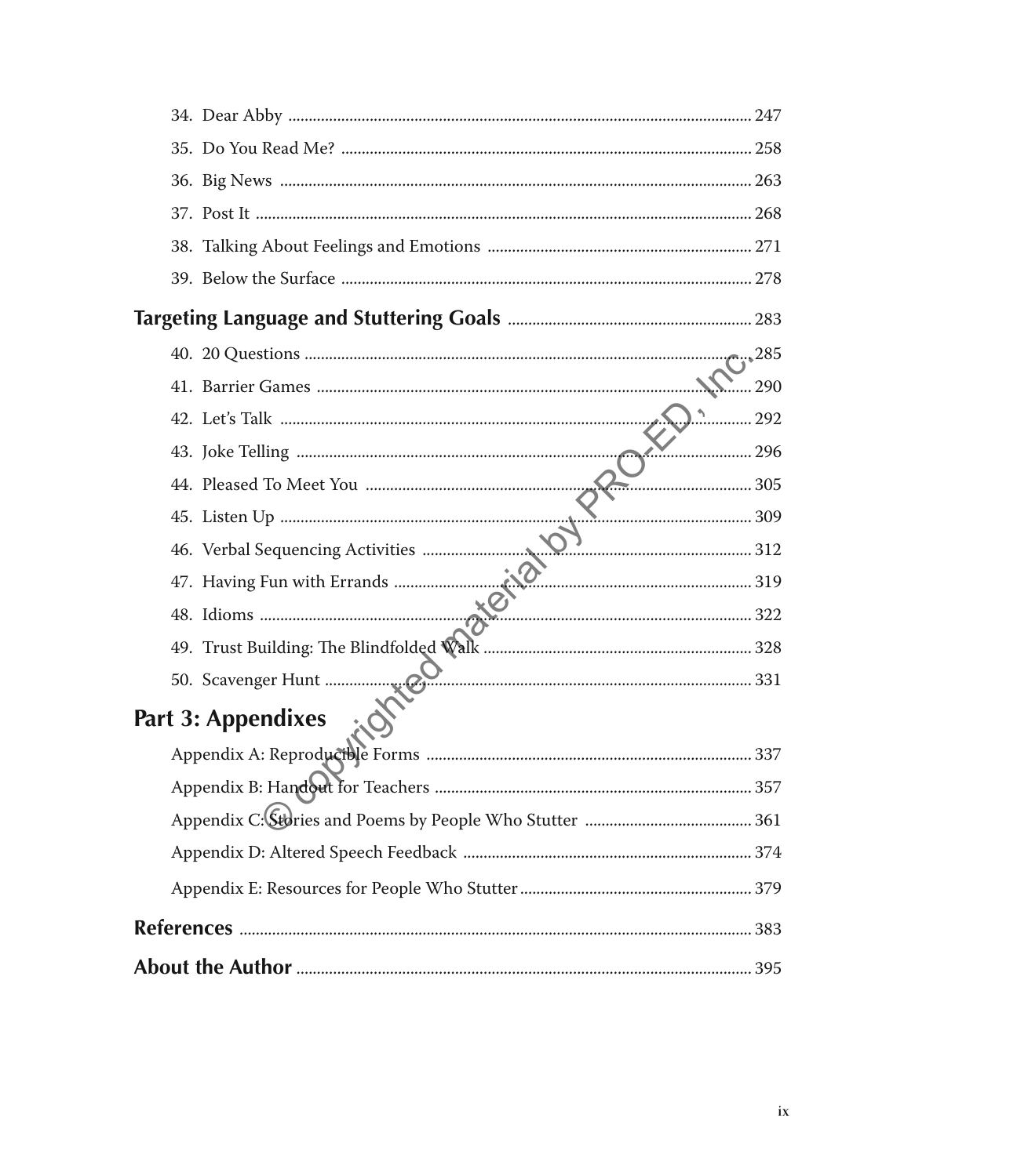34. Dear Abby ........ 247
35. Do You Read Me? ........ 258
36. Big News ........ 263
37. Post It ........ 268
38. Talking About Feelings and Emotions ........ 271
39. Below the Surface ........ 278

**Targeting Language and Stuttering Goals** ........ 283

40. 20 Questions ........ 285
41. Barrier Games ........ 290
42. Let's Talk ........ 292
43. Joke Telling ........ 296
44. Pleased To Meet You ........ 305
45. Listen Up ........ 309
46. Verbal Sequencing Activities ........ 312
47. Having Fun with Errands ........ 319
48. Idioms ........ 322
49. Trust Building: The Blindfolded Walk ........ 328
50. Scavenger Hunt ........ 331

## Part 3: Appendixes

Appendix A: Reproducible Forms ........ 337

Appendix B: Handout for Teachers ........ 357

Appendix C: Stories and Poems by People Who Stutter ........ 361

Appendix D: Altered Speech Feedback ........ 374

Appendix E: Resources for People Who Stutter ........ 379

**References** ........ 383

**About the Author** ........ 395